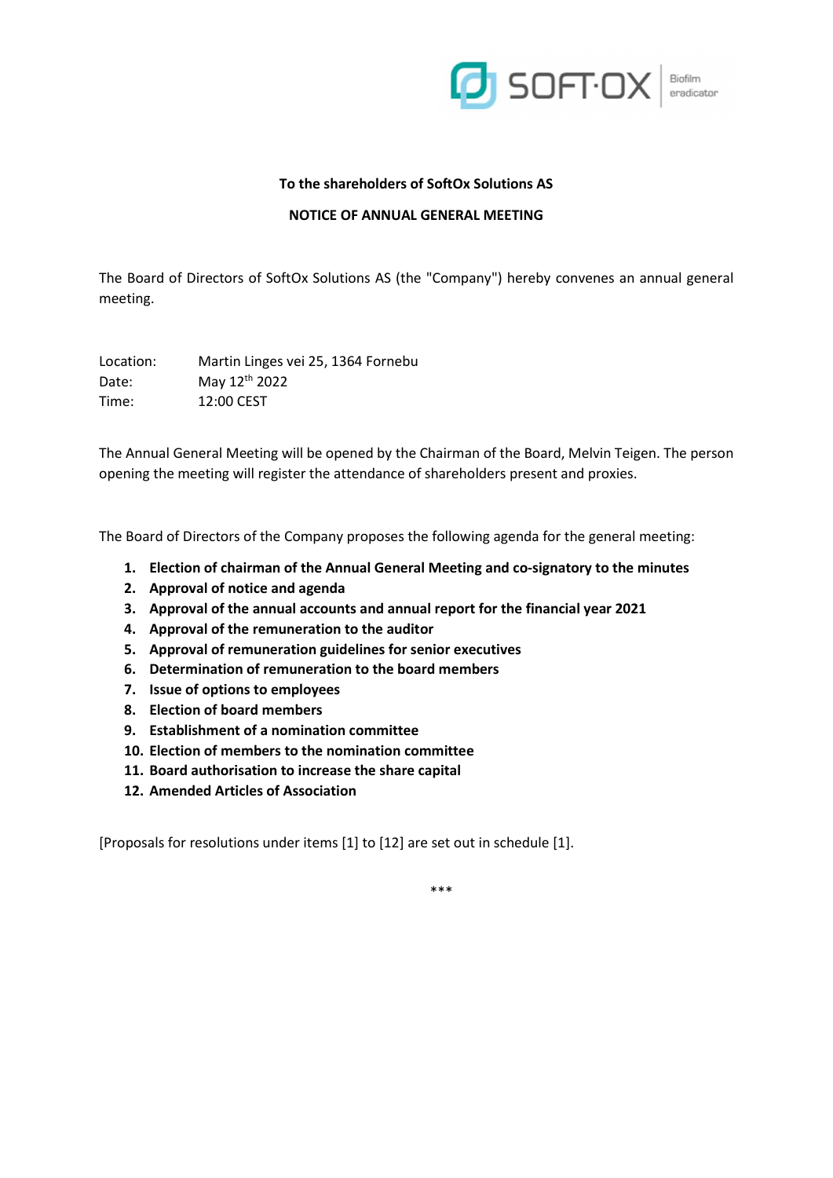**To the shareholders of SoftOx Solutions AS**

**NOTICE OF ANNUAL GENERAL MEETING**

The Board of Directors of SoftOx Solutions AS (the "Company") hereby convenes an annual general meeting.

Location: Martin Linges vei 25, 1364 Fornebu
Date: May 12th 2022
Time: 12:00 CEST

The Annual General Meeting will be opened by the Chairman of the Board, Melvin Teigen. The person opening the meeting will register the attendance of shareholders present and proxies.

The Board of Directors of the Company proposes the following agenda for the general meeting:

1. **Election of chairman of the Annual General Meeting and co-signatory to the minutes**
2. **Approval of notice and agenda**
3. **Approval of the annual accounts and annual report for the financial year 2021**
4. **Approval of the remuneration to the auditor**
5. **Approval of remuneration guidelines for senior executives**
6. **Determination of remuneration to the board members**
7. **Issue of options to employees**
8. **Election of board members**
9. **Establishment of a nomination committee**
10. **Election of members to the nomination committee**
11. **Board authorisation to increase the share capital**
12. **Amended Articles of Association**

[Proposals for resolutions under items [1] to [12] are set out in schedule [1].

***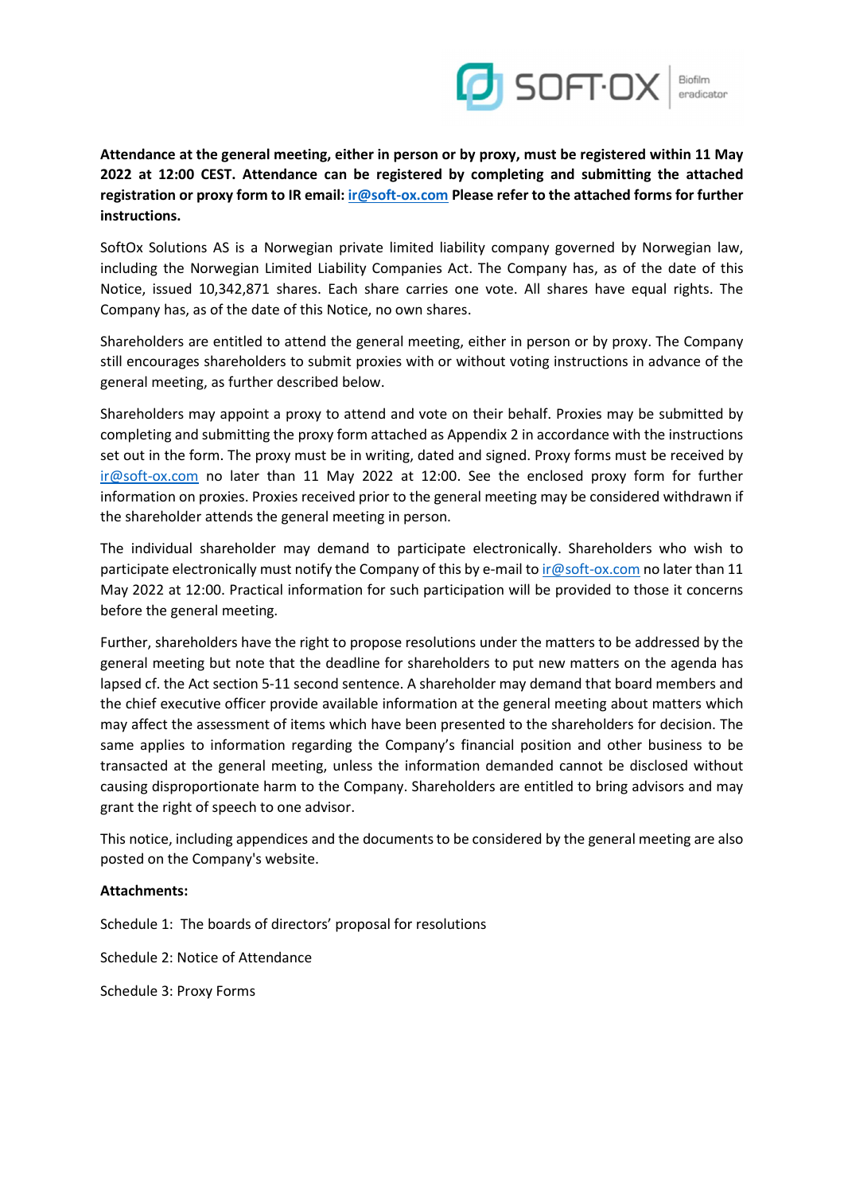**Attendance at the general meeting, either in person or by proxy, must be registered within 11 May 2022 at 12:00 CEST. Attendance can be registered by completing and submitting the attached registration or proxy form to IR email: [ir@soft-ox.com](mailto:ir@soft-ox.com) Please refer to the attached forms for further instructions.**

SoftOx Solutions AS is a Norwegian private limited liability company governed by Norwegian law, including the Norwegian Limited Liability Companies Act. The Company has, as of the date of this Notice, issued 10,342,871 shares. Each share carries one vote. All shares have equal rights. The Company has, as of the date of this Notice, no own shares.

Shareholders are entitled to attend the general meeting, either in person or by proxy. The Company still encourages shareholders to submit proxies with or without voting instructions in advance of the general meeting, as further described below.

Shareholders may appoint a proxy to attend and vote on their behalf. Proxies may be submitted by completing and submitting the proxy form attached as Appendix 2 in accordance with the instructions set out in the form. The proxy must be in writing, dated and signed. Proxy forms must be received by [ir@soft-ox.com](mailto:ir@soft-ox.com) no later than 11 May 2022 at 12:00. See the enclosed proxy form for further information on proxies. Proxies received prior to the general meeting may be considered withdrawn if the shareholder attends the general meeting in person.

The individual shareholder may demand to participate electronically. Shareholders who wish to participate electronically must notify the Company of this by e-mail to [ir@soft-ox.com](mailto:ir@soft-ox.com) no later than 11 May 2022 at 12:00. Practical information for such participation will be provided to those it concerns before the general meeting.

Further, shareholders have the right to propose resolutions under the matters to be addressed by the general meeting but note that the deadline for shareholders to put new matters on the agenda has lapsed cf. the Act section 5-11 second sentence. A shareholder may demand that board members and the chief executive officer provide available information at the general meeting about matters which may affect the assessment of items which have been presented to the shareholders for decision. The same applies to information regarding the Company's financial position and other business to be transacted at the general meeting, unless the information demanded cannot be disclosed without causing disproportionate harm to the Company. Shareholders are entitled to bring advisors and may grant the right of speech to one advisor.

This notice, including appendices and the documents to be considered by the general meeting are also posted on the Company's website.

**Attachments:**

Schedule 1: The boards of directors' proposal for resolutions

Schedule 2: Notice of Attendance

Schedule 3: Proxy Forms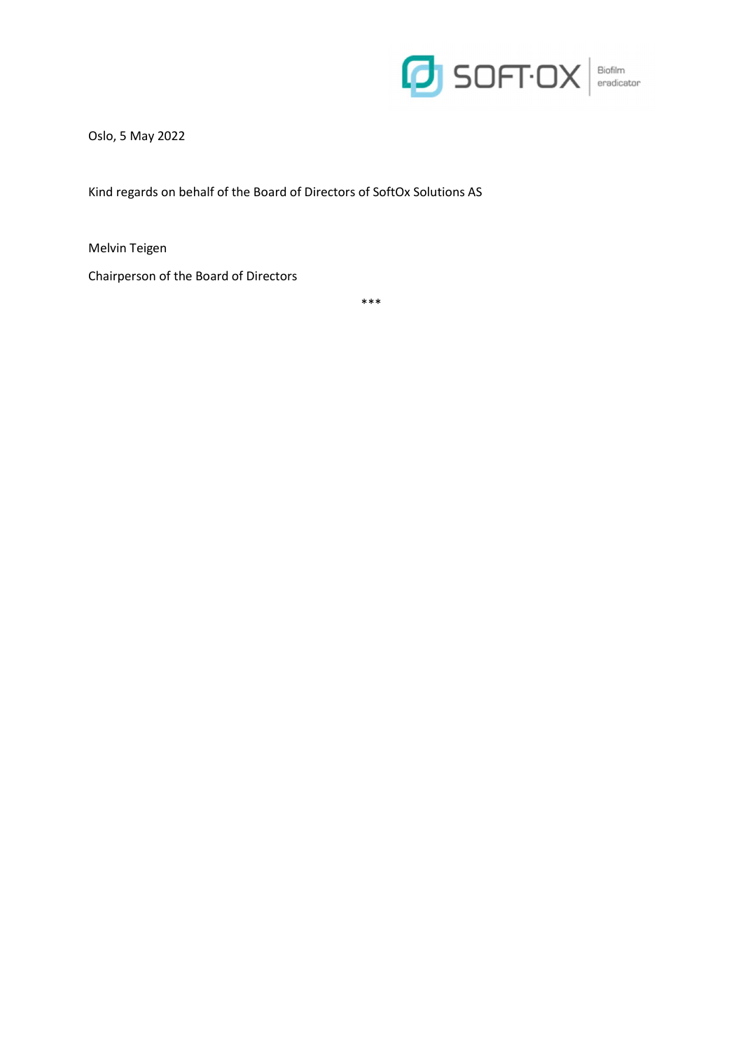Oslo, 5 May 2022

Kind regards on behalf of the Board of Directors of SoftOx Solutions AS

Melvin Teigen

Chairperson of the Board of Directors

***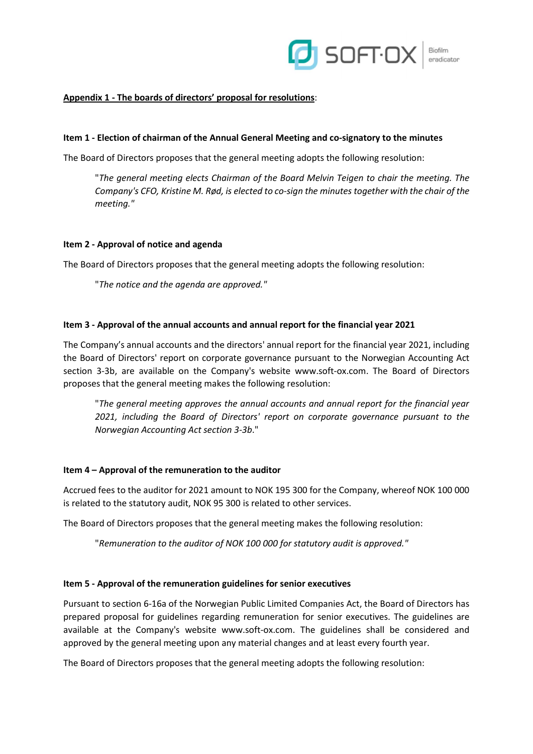**Appendix 1 - The boards of directors' proposal for resolutions**:

**Item 1 - Election of chairman of the Annual General Meeting and co-signatory to the minutes**

The Board of Directors proposes that the general meeting adopts the following resolution:

> "*The general meeting elects Chairman of the Board Melvin Teigen to chair the meeting. The Company's CFO, Kristine M. Rød, is elected to co-sign the minutes together with the chair of the meeting.*"

**Item 2 - Approval of notice and agenda**

The Board of Directors proposes that the general meeting adopts the following resolution:

> "*The notice and the agenda are approved.*"

**Item 3 - Approval of the annual accounts and annual report for the financial year 2021**

The Company's annual accounts and the directors' annual report for the financial year 2021, including the Board of Directors' report on corporate governance pursuant to the Norwegian Accounting Act section 3-3b, are available on the Company's website www.soft-ox.com. The Board of Directors proposes that the general meeting makes the following resolution:

> "*The general meeting approves the annual accounts and annual report for the financial year 2021, including the Board of Directors' report on corporate governance pursuant to the Norwegian Accounting Act section 3-3b*."

**Item 4 – Approval of the remuneration to the auditor**

Accrued fees to the auditor for 2021 amount to NOK 195 300 for the Company, whereof NOK 100 000 is related to the statutory audit, NOK 95 300 is related to other services.

The Board of Directors proposes that the general meeting makes the following resolution:

> "*Remuneration to the auditor of NOK 100 000 for statutory audit is approved.*"

**Item 5 - Approval of the remuneration guidelines for senior executives**

Pursuant to section 6-16a of the Norwegian Public Limited Companies Act, the Board of Directors has prepared proposal for guidelines regarding remuneration for senior executives. The guidelines are available at the Company's website www.soft-ox.com. The guidelines shall be considered and approved by the general meeting upon any material changes and at least every fourth year.

The Board of Directors proposes that the general meeting adopts the following resolution: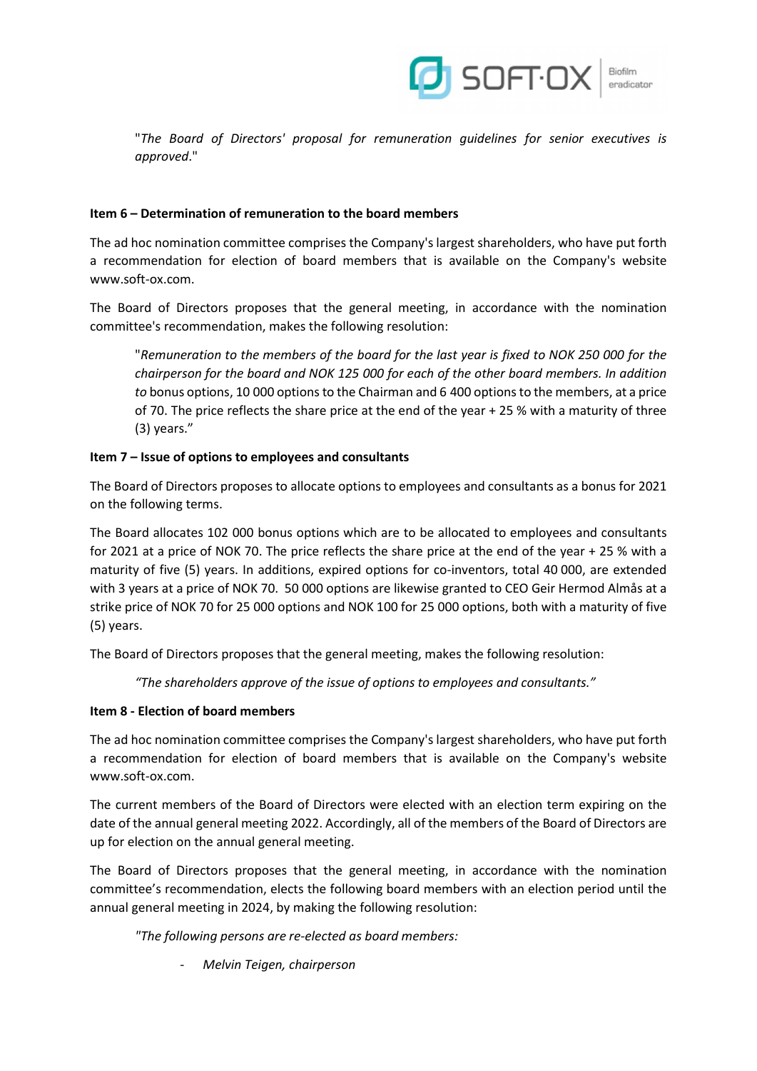"*The Board of Directors' proposal for remuneration guidelines for senior executives is approved*."

**Item 6 – Determination of remuneration to the board members**

The ad hoc nomination committee comprises the Company's largest shareholders, who have put forth a recommendation for election of board members that is available on the Company's website www.soft-ox.com.

The Board of Directors proposes that the general meeting, in accordance with the nomination committee's recommendation, makes the following resolution:

"*Remuneration to the members of the board for the last year is fixed to NOK 250 000 for the chairperson for the board and NOK 125 000 for each of the other board members. In addition to* bonus options, 10 000 options to the Chairman and 6 400 options to the members, at a price of 70. The price reflects the share price at the end of the year + 25 % with a maturity of three (3) years."

**Item 7 – Issue of options to employees and consultants**

The Board of Directors proposes to allocate options to employees and consultants as a bonus for 2021 on the following terms.

The Board allocates 102 000 bonus options which are to be allocated to employees and consultants for 2021 at a price of NOK 70. The price reflects the share price at the end of the year + 25 % with a maturity of five (5) years. In additions, expired options for co-inventors, total 40 000, are extended with 3 years at a price of NOK 70. 50 000 options are likewise granted to CEO Geir Hermod Almås at a strike price of NOK 70 for 25 000 options and NOK 100 for 25 000 options, both with a maturity of five (5) years.

The Board of Directors proposes that the general meeting, makes the following resolution:

*"The shareholders approve of the issue of options to employees and consultants."*

**Item 8 - Election of board members**

The ad hoc nomination committee comprises the Company's largest shareholders, who have put forth a recommendation for election of board members that is available on the Company's website www.soft-ox.com.

The current members of the Board of Directors were elected with an election term expiring on the date of the annual general meeting 2022. Accordingly, all of the members of the Board of Directors are up for election on the annual general meeting.

The Board of Directors proposes that the general meeting, in accordance with the nomination committee's recommendation, elects the following board members with an election period until the annual general meeting in 2024, by making the following resolution:

*"The following persons are re-elected as board members:*

- *Melvin Teigen, chairperson*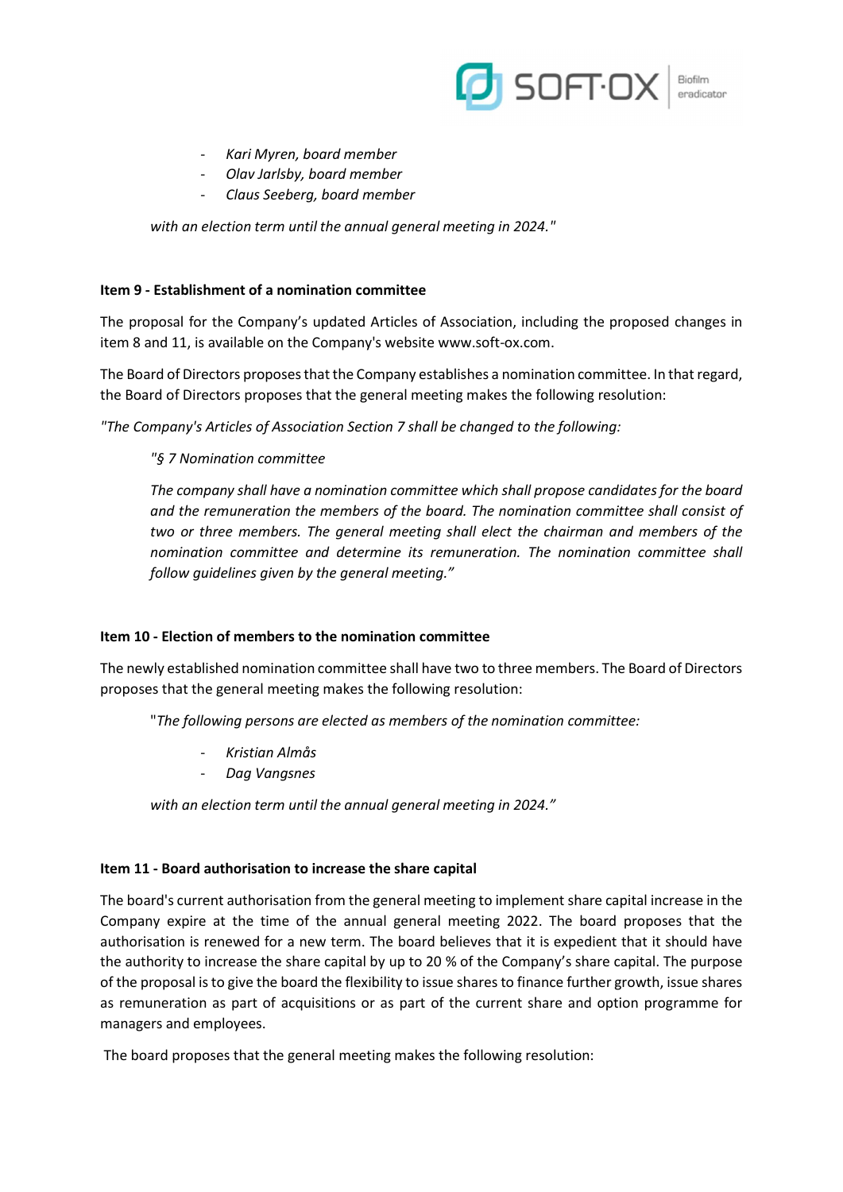- *Kari Myren, board member*
- *Olav Jarlsby, board member*
- *Claus Seeberg, board member*

*with an election term until the annual general meeting in 2024."*

**Item 9 - Establishment of a nomination committee**

The proposal for the Company's updated Articles of Association, including the proposed changes in item 8 and 11, is available on the Company's website www.soft-ox.com.

The Board of Directors proposes that the Company establishes a nomination committee. In that regard, the Board of Directors proposes that the general meeting makes the following resolution:

*"The Company's Articles of Association Section 7 shall be changed to the following:*

*"§ 7 Nomination committee*

*The company shall have a nomination committee which shall propose candidates for the board and the remuneration the members of the board. The nomination committee shall consist of two or three members. The general meeting shall elect the chairman and members of the nomination committee and determine its remuneration. The nomination committee shall follow guidelines given by the general meeting."*

**Item 10 - Election of members to the nomination committee**

The newly established nomination committee shall have two to three members. The Board of Directors proposes that the general meeting makes the following resolution:

"*The following persons are elected as members of the nomination committee:*

- *Kristian Almås*
- *Dag Vangsnes*

*with an election term until the annual general meeting in 2024."*

**Item 11 - Board authorisation to increase the share capital**

The board's current authorisation from the general meeting to implement share capital increase in the Company expire at the time of the annual general meeting 2022. The board proposes that the authorisation is renewed for a new term. The board believes that it is expedient that it should have the authority to increase the share capital by up to 20 % of the Company's share capital. The purpose of the proposal is to give the board the flexibility to issue shares to finance further growth, issue shares as remuneration as part of acquisitions or as part of the current share and option programme for managers and employees.

The board proposes that the general meeting makes the following resolution: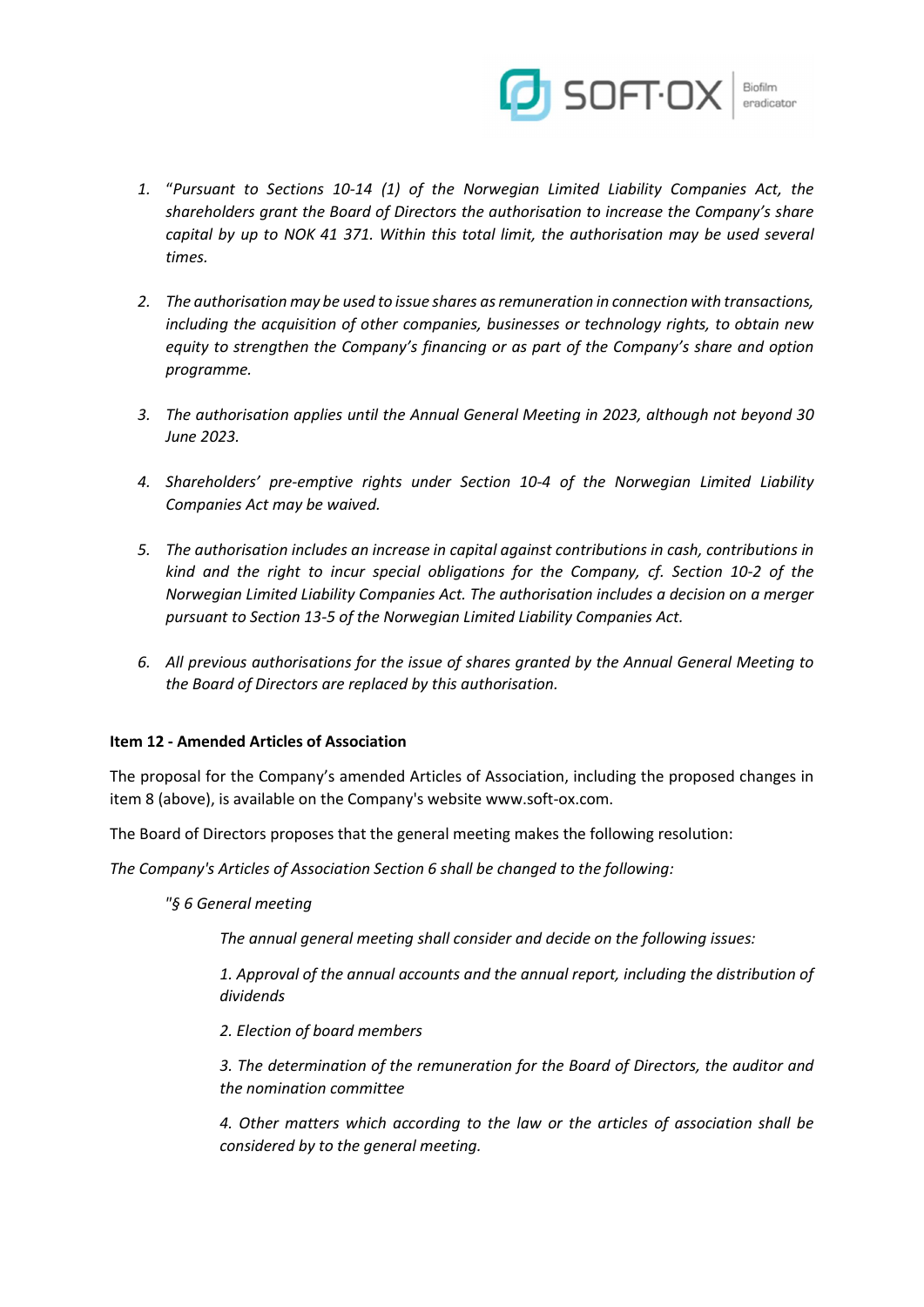1. "*Pursuant to Sections 10-14 (1) of the Norwegian Limited Liability Companies Act, the shareholders grant the Board of Directors the authorisation to increase the Company's share capital by up to NOK 41 371. Within this total limit, the authorisation may be used several times.*

2. *The authorisation may be used to issue shares as remuneration in connection with transactions, including the acquisition of other companies, businesses or technology rights, to obtain new equity to strengthen the Company's financing or as part of the Company's share and option programme.*

3. *The authorisation applies until the Annual General Meeting in 2023, although not beyond 30 June 2023.*

4. *Shareholders' pre-emptive rights under Section 10-4 of the Norwegian Limited Liability Companies Act may be waived.*

5. *The authorisation includes an increase in capital against contributions in cash, contributions in kind and the right to incur special obligations for the Company, cf. Section 10-2 of the Norwegian Limited Liability Companies Act. The authorisation includes a decision on a merger pursuant to Section 13-5 of the Norwegian Limited Liability Companies Act.*

6. *All previous authorisations for the issue of shares granted by the Annual General Meeting to the Board of Directors are replaced by this authorisation.*

**Item 12 - Amended Articles of Association**

The proposal for the Company's amended Articles of Association, including the proposed changes in item 8 (above), is available on the Company's website www.soft-ox.com.

The Board of Directors proposes that the general meeting makes the following resolution:

*The Company's Articles of Association Section 6 shall be changed to the following:*

> *"§ 6 General meeting*
>
> > *The annual general meeting shall consider and decide on the following issues:*
> >
> > *1. Approval of the annual accounts and the annual report, including the distribution of dividends*
> >
> > *2. Election of board members*
> >
> > *3. The determination of the remuneration for the Board of Directors, the auditor and the nomination committee*
> >
> > *4. Other matters which according to the law or the articles of association shall be considered by to the general meeting.*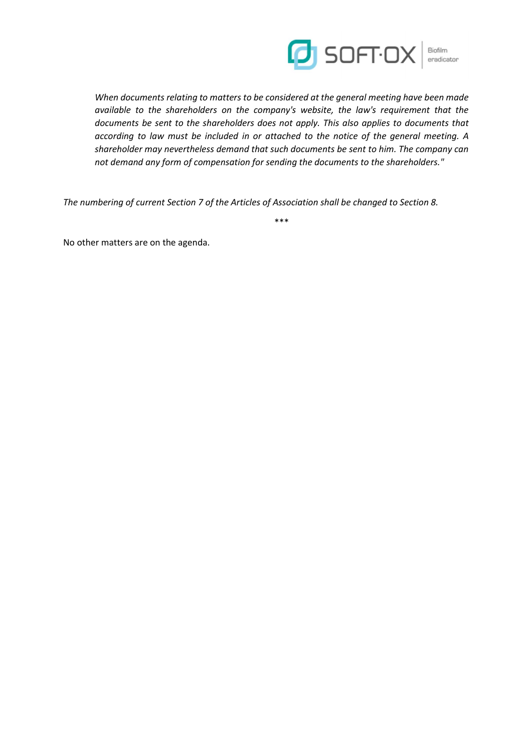*When documents relating to matters to be considered at the general meeting have been made available to the shareholders on the company's website, the law's requirement that the documents be sent to the shareholders does not apply. This also applies to documents that according to law must be included in or attached to the notice of the general meeting. A shareholder may nevertheless demand that such documents be sent to him. The company can not demand any form of compensation for sending the documents to the shareholders."*

*The numbering of current Section 7 of the Articles of Association shall be changed to Section 8.*

***

No other matters are on the agenda.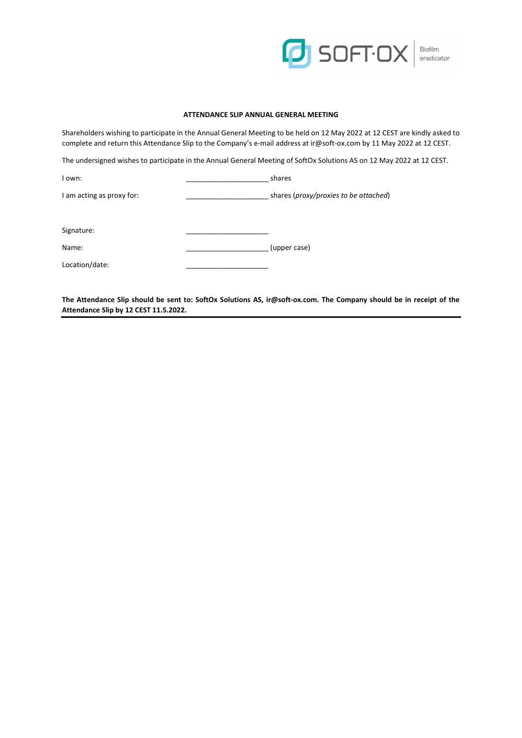**ATTENDANCE SLIP ANNUAL GENERAL MEETING**

Shareholders wishing to participate in the Annual General Meeting to be held on 12 May 2022 at 12 CEST are kindly asked to complete and return this Attendance Slip to the Company's e-mail address at ir@soft-ox.com by 11 May 2022 at 12 CEST.

The undersigned wishes to participate in the Annual General Meeting of SoftOx Solutions AS on 12 May 2022 at 12 CEST.

I own: _____________________ shares

I am acting as proxy for: _____________________ shares (*proxy/proxies to be attached*)

Signature: _____________________

Name: _____________________ (upper case)

Location/date: _____________________

**The Attendance Slip should be sent to: SoftOx Solutions AS, ir@soft-ox.com. The Company should be in receipt of the Attendance Slip by 12 CEST 11.5.2022.**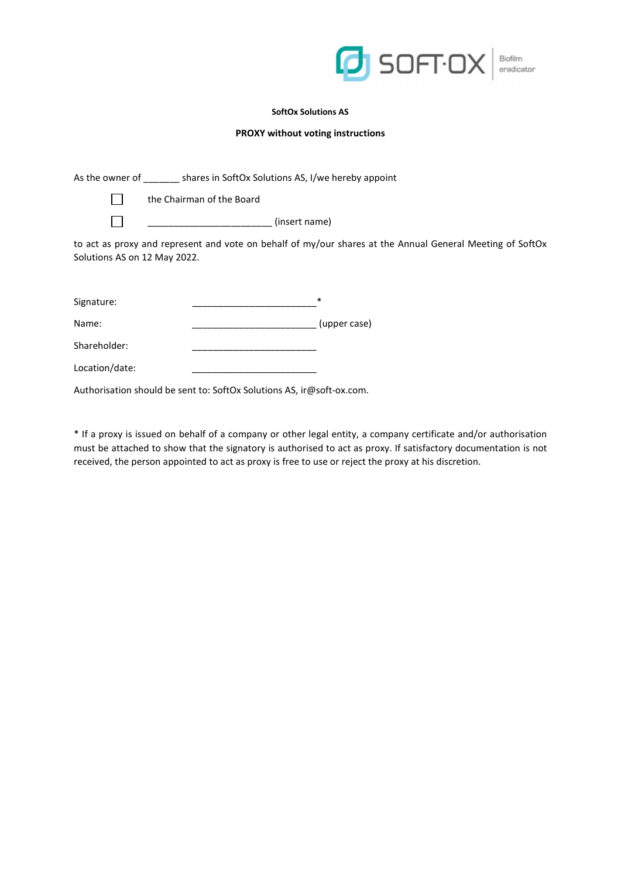**SoftOx Solutions AS**

**PROXY without voting instructions**

As the owner of _______ shares in SoftOx Solutions AS, I/we hereby appoint

☐ the Chairman of the Board

☐ ________________________ (insert name)

to act as proxy and represent and vote on behalf of my/our shares at the Annual General Meeting of SoftOx Solutions AS on 12 May 2022.

Signature: ________________________*

Name: ________________________ (upper case)

Shareholder: ________________________

Location/date: ________________________

Authorisation should be sent to: SoftOx Solutions AS, ir@soft-ox.com.

* If a proxy is issued on behalf of a company or other legal entity, a company certificate and/or authorisation must be attached to show that the signatory is authorised to act as proxy. If satisfactory documentation is not received, the person appointed to act as proxy is free to use or reject the proxy at his discretion.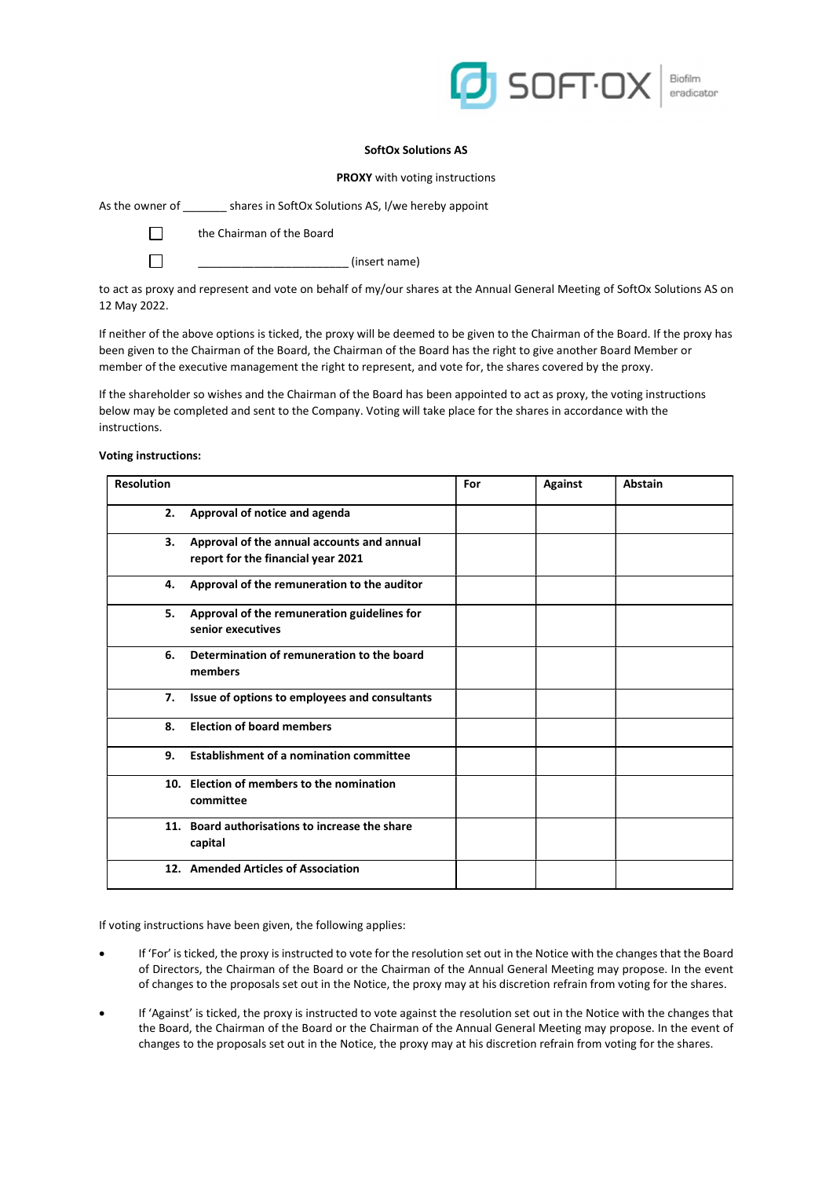**SoftOx Solutions AS**

**PROXY** with voting instructions

As the owner of _______ shares in SoftOx Solutions AS, I/we hereby appoint

☐ the Chairman of the Board

☐ ________________________ (insert name)

to act as proxy and represent and vote on behalf of my/our shares at the Annual General Meeting of SoftOx Solutions AS on 12 May 2022.

If neither of the above options is ticked, the proxy will be deemed to be given to the Chairman of the Board. If the proxy has been given to the Chairman of the Board, the Chairman of the Board has the right to give another Board Member or member of the executive management the right to represent, and vote for, the shares covered by the proxy.

If the shareholder so wishes and the Chairman of the Board has been appointed to act as proxy, the voting instructions below may be completed and sent to the Company. Voting will take place for the shares in accordance with the instructions.

**Voting instructions:**

| Resolution | For | Against | Abstain |
|---|---|---|---|
| **2. Approval of notice and agenda** | | | |
| **3. Approval of the annual accounts and annual report for the financial year 2021** | | | |
| **4. Approval of the remuneration to the auditor** | | | |
| **5. Approval of the remuneration guidelines for senior executives** | | | |
| **6. Determination of remuneration to the board members** | | | |
| **7. Issue of options to employees and consultants** | | | |
| **8. Election of board members** | | | |
| **9. Establishment of a nomination committee** | | | |
| **10. Election of members to the nomination committee** | | | |
| **11. Board authorisations to increase the share capital** | | | |
| **12. Amended Articles of Association** | | | |

If voting instructions have been given, the following applies:

- If 'For' is ticked, the proxy is instructed to vote for the resolution set out in the Notice with the changes that the Board of Directors, the Chairman of the Board or the Chairman of the Annual General Meeting may propose. In the event of changes to the proposals set out in the Notice, the proxy may at his discretion refrain from voting for the shares.
- If 'Against' is ticked, the proxy is instructed to vote against the resolution set out in the Notice with the changes that the Board, the Chairman of the Board or the Chairman of the Annual General Meeting may propose. In the event of changes to the proposals set out in the Notice, the proxy may at his discretion refrain from voting for the shares.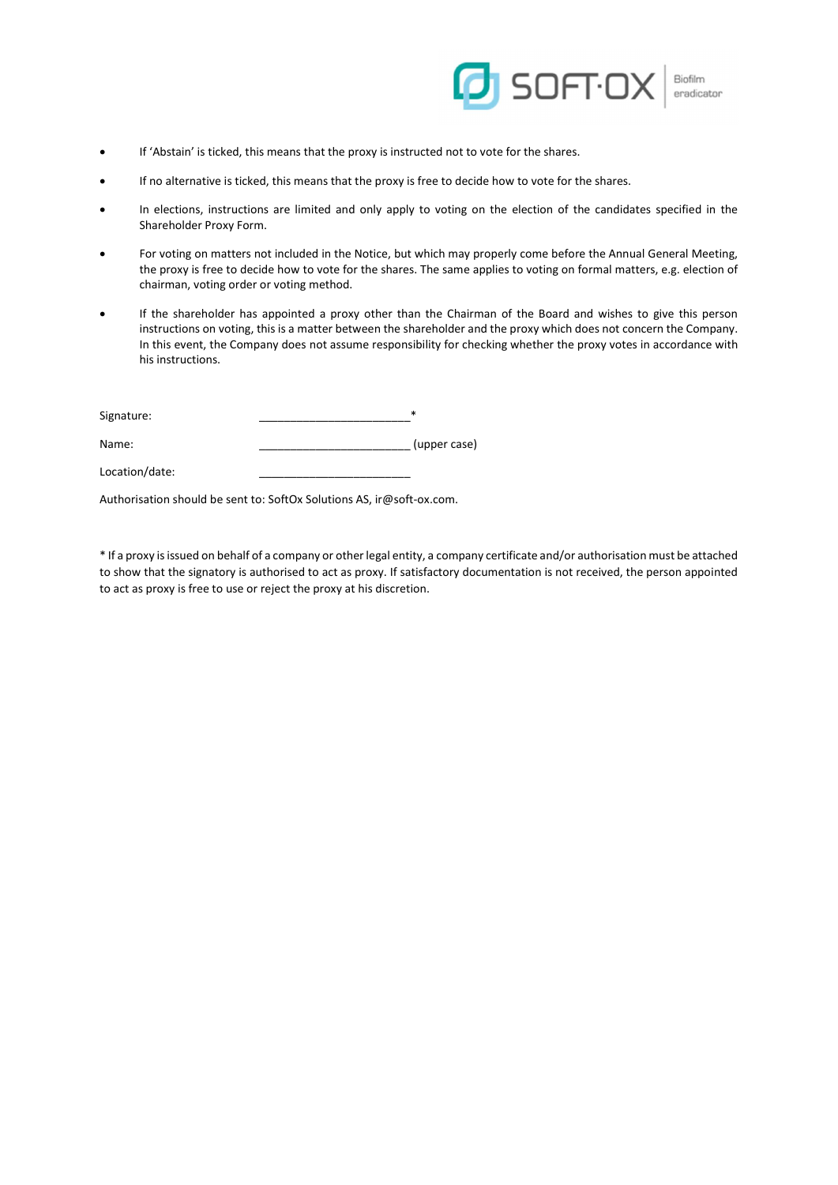- If 'Abstain' is ticked, this means that the proxy is instructed not to vote for the shares.
- If no alternative is ticked, this means that the proxy is free to decide how to vote for the shares.
- In elections, instructions are limited and only apply to voting on the election of the candidates specified in the Shareholder Proxy Form.
- For voting on matters not included in the Notice, but which may properly come before the Annual General Meeting, the proxy is free to decide how to vote for the shares. The same applies to voting on formal matters, e.g. election of chairman, voting order or voting method.
- If the shareholder has appointed a proxy other than the Chairman of the Board and wishes to give this person instructions on voting, this is a matter between the shareholder and the proxy which does not concern the Company. In this event, the Company does not assume responsibility for checking whether the proxy votes in accordance with his instructions.

Signature: ________________________*

Name: ________________________ (upper case)

Location/date: ________________________

Authorisation should be sent to: SoftOx Solutions AS, ir@soft-ox.com.

* If a proxy is issued on behalf of a company or other legal entity, a company certificate and/or authorisation must be attached to show that the signatory is authorised to act as proxy. If satisfactory documentation is not received, the person appointed to act as proxy is free to use or reject the proxy at his discretion.